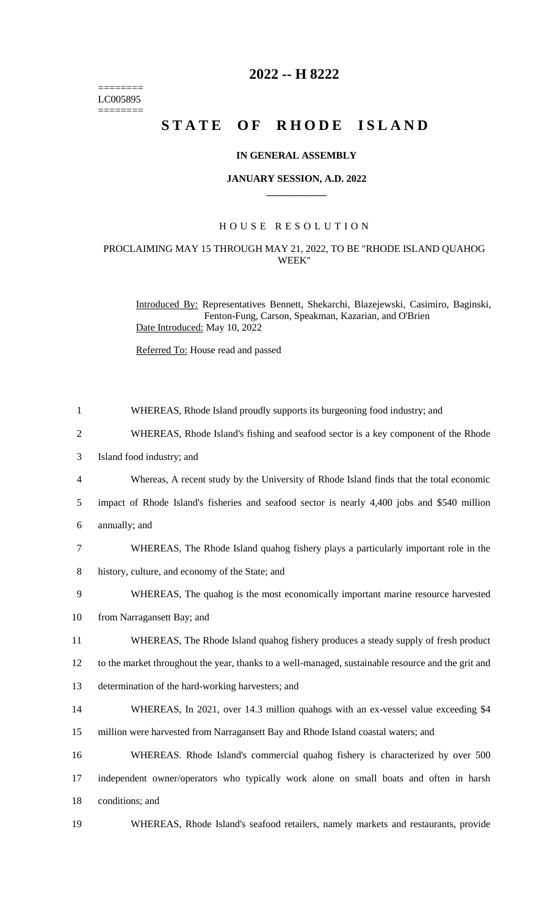========
LC005895
========

# 2022 -- H 8222

# STATE OF RHODE ISLAND

**IN GENERAL ASSEMBLY**

**JANUARY SESSION, A.D. 2022**

H O U S E   R E S O L U T I O N

PROCLAIMING MAY 15 THROUGH MAY 21, 2022, TO BE "RHODE ISLAND QUAHOG WEEK"

Introduced By: Representatives Bennett, Shekarchi, Blazejewski, Casimiro, Baginski, Fenton-Fung, Carson, Speakman, Kazarian, and O'Brien
Date Introduced: May 10, 2022

Referred To: House read and passed

1 WHEREAS, Rhode Island proudly supports its burgeoning food industry; and
2 WHEREAS, Rhode Island's fishing and seafood sector is a key component of the Rhode
3 Island food industry; and
4 Whereas, A recent study by the University of Rhode Island finds that the total economic
5 impact of Rhode Island's fisheries and seafood sector is nearly 4,400 jobs and $540 million
6 annually; and
7 WHEREAS, The Rhode Island quahog fishery plays a particularly important role in the
8 history, culture, and economy of the State; and
9 WHEREAS, The quahog is the most economically important marine resource harvested
10 from Narragansett Bay; and
11 WHEREAS, The Rhode Island quahog fishery produces a steady supply of fresh product
12 to the market throughout the year, thanks to a well-managed, sustainable resource and the grit and
13 determination of the hard-working harvesters; and
14 WHEREAS, In 2021, over 14.3 million quahogs with an ex-vessel value exceeding $4
15 million were harvested from Narragansett Bay and Rhode Island coastal waters; and
16 WHEREAS. Rhode Island's commercial quahog fishery is characterized by over 500
17 independent owner/operators who typically work alone on small boats and often in harsh
18 conditions; and
19 WHEREAS, Rhode Island's seafood retailers, namely markets and restaurants, provide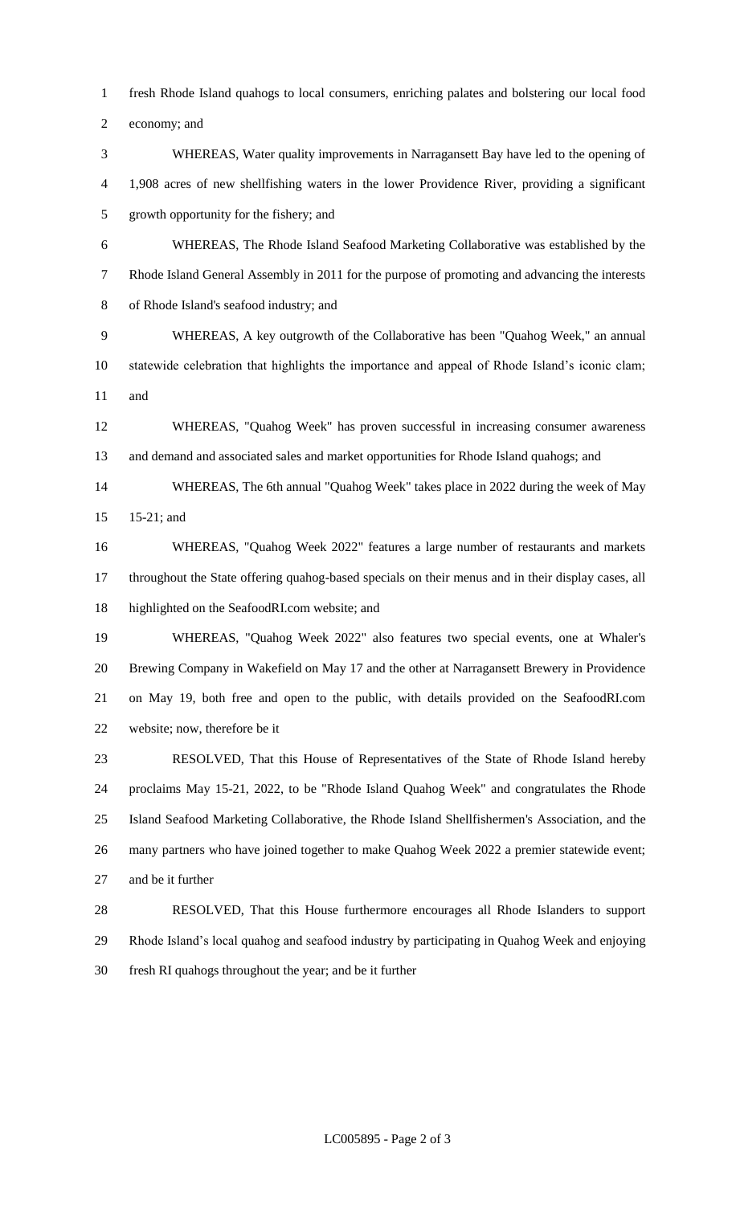fresh Rhode Island quahogs to local consumers, enriching palates and bolstering our local food economy; and

WHEREAS, Water quality improvements in Narragansett Bay have led to the opening of 1,908 acres of new shellfishing waters in the lower Providence River, providing a significant growth opportunity for the fishery; and

WHEREAS, The Rhode Island Seafood Marketing Collaborative was established by the Rhode Island General Assembly in 2011 for the purpose of promoting and advancing the interests of Rhode Island's seafood industry; and

WHEREAS, A key outgrowth of the Collaborative has been "Quahog Week," an annual statewide celebration that highlights the importance and appeal of Rhode Island's iconic clam; and

WHEREAS, "Quahog Week" has proven successful in increasing consumer awareness and demand and associated sales and market opportunities for Rhode Island quahogs; and

WHEREAS, The 6th annual "Quahog Week" takes place in 2022 during the week of May 15-21; and

WHEREAS, "Quahog Week 2022" features a large number of restaurants and markets throughout the State offering quahog-based specials on their menus and in their display cases, all highlighted on the SeafoodRI.com website; and

WHEREAS, "Quahog Week 2022" also features two special events, one at Whaler's Brewing Company in Wakefield on May 17 and the other at Narragansett Brewery in Providence on May 19, both free and open to the public, with details provided on the SeafoodRI.com website; now, therefore be it

RESOLVED, That this House of Representatives of the State of Rhode Island hereby proclaims May 15-21, 2022, to be "Rhode Island Quahog Week" and congratulates the Rhode Island Seafood Marketing Collaborative, the Rhode Island Shellfishermen's Association, and the many partners who have joined together to make Quahog Week 2022 a premier statewide event; and be it further

RESOLVED, That this House furthermore encourages all Rhode Islanders to support Rhode Island's local quahog and seafood industry by participating in Quahog Week and enjoying fresh RI quahogs throughout the year; and be it further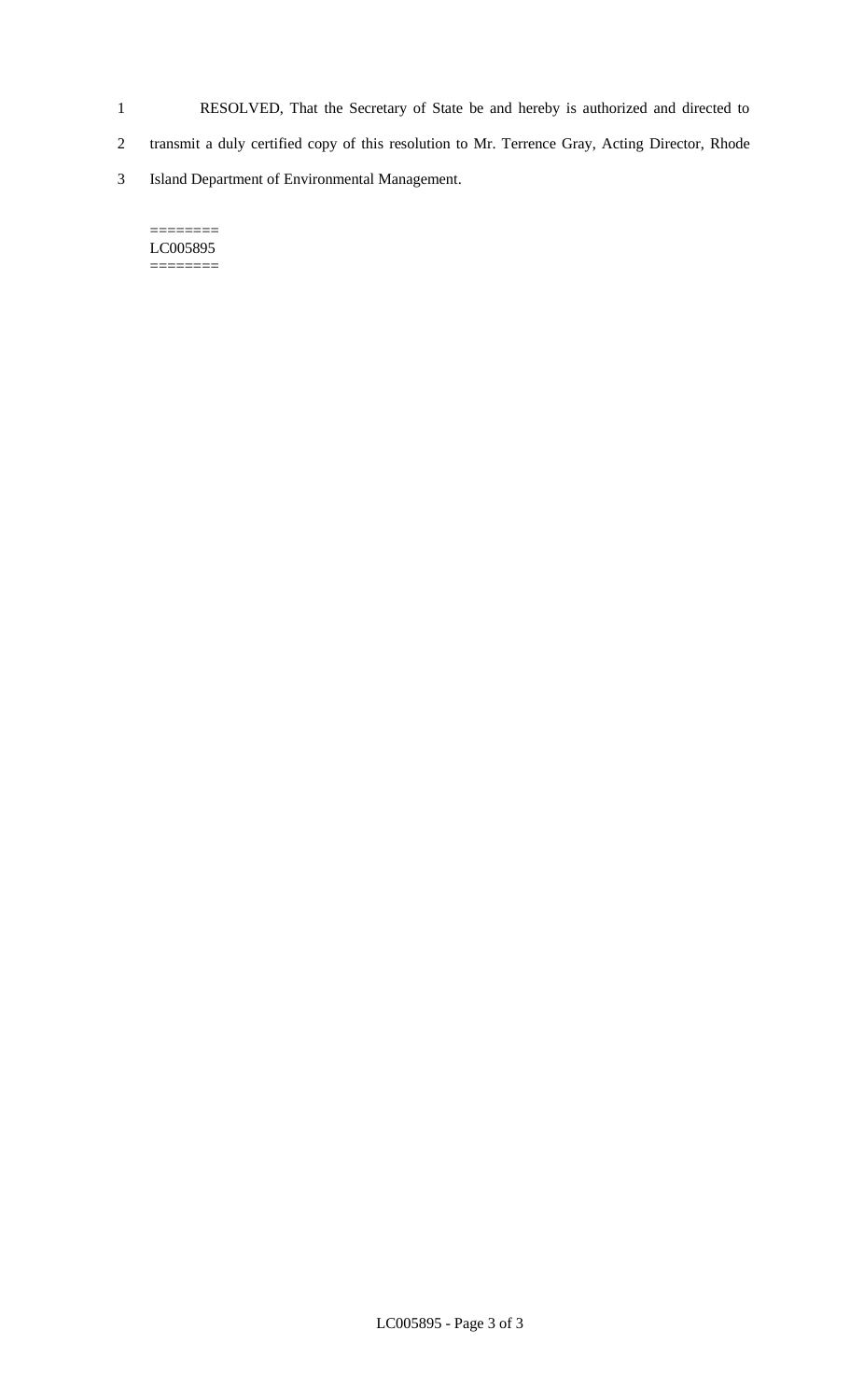RESOLVED, That the Secretary of State be and hereby is authorized and directed to transmit a duly certified copy of this resolution to Mr. Terrence Gray, Acting Director, Rhode Island Department of Environmental Management.

========
LC005895
========